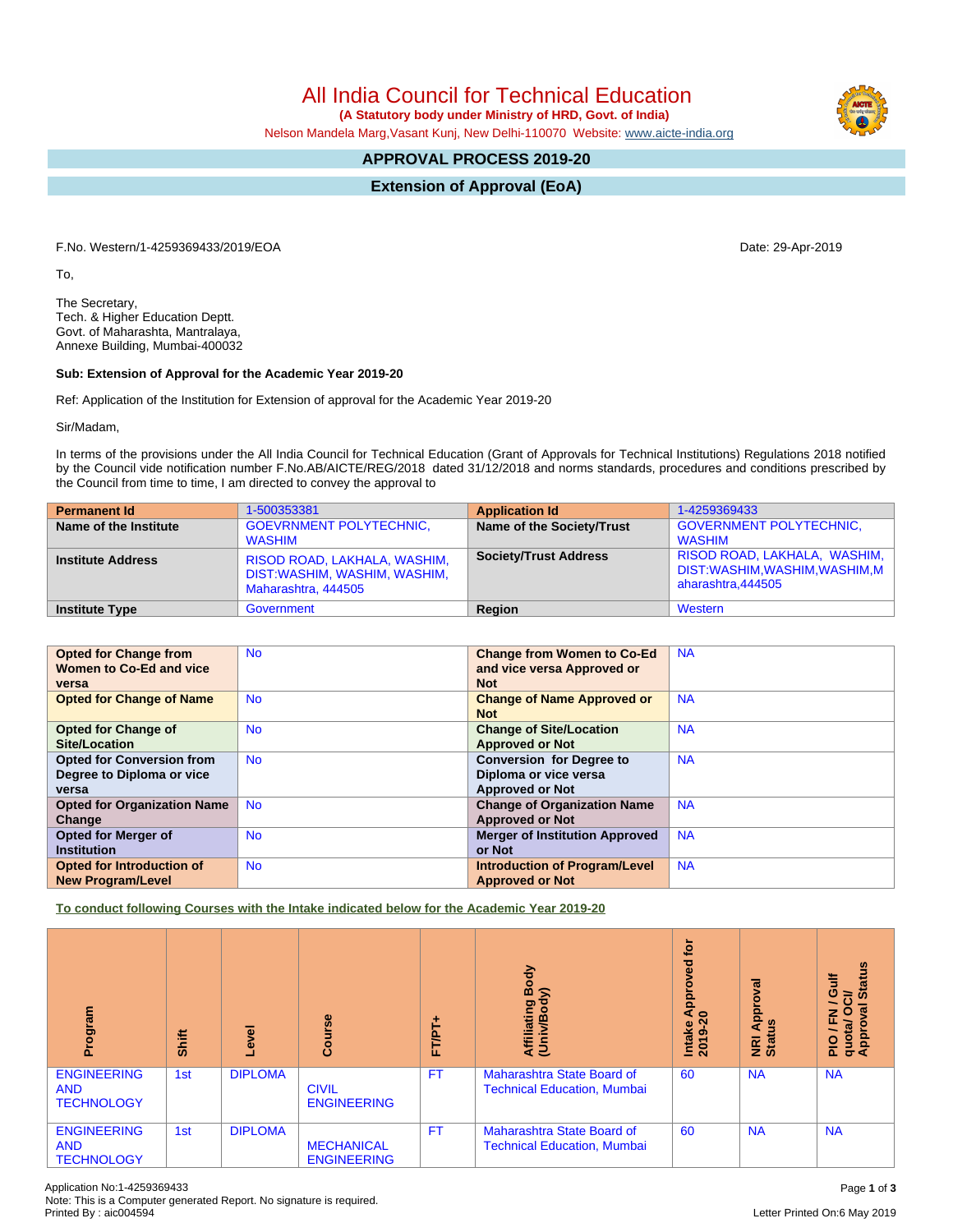# All India Council for Technical Education

**(A Statutory body under Ministry of HRD, Govt. of India)**

Nelson Mandela Marg,Vasant Kunj, New Delhi-110070 Website: www.aicte-india.org

## APPROVAL PROCESS 2019-20

## Extension of Approval (EoA)

F.No. Western/1-4259369433/2019/EOA

Date: 29-Apr-2019

To,

The Secretary,
Tech. & Higher Education Deptt.
Govt. of Maharashta, Mantralaya,
Annexe Building, Mumbai-400032

**Sub: Extension of Approval for the Academic Year 2019-20**

Ref: Application of the Institution for Extension of approval for the Academic Year 2019-20

Sir/Madam,

In terms of the provisions under the All India Council for Technical Education (Grant of Approvals for Technical Institutions) Regulations 2018 notified by the Council vide notification number F.No.AB/AICTE/REG/2018 dated 31/12/2018 and norms standards, procedures and conditions prescribed by the Council from time to time, I am directed to convey the approval to

| **Permanent Id** | 1-500353381 | **Application Id** | 1-4259369433 |
|---|---|---|---|
| **Name of the Institute** | GOEVRNMENT POLYTECHNIC, WASHIM | **Name of the Society/Trust** | GOVERNMENT POLYTECHNIC, WASHIM |
| **Institute Address** | RISOD ROAD, LAKHALA, WASHIM, DIST:WASHIM, WASHIM, WASHIM, Maharashtra, 444505 | **Society/Trust Address** | RISOD ROAD, LAKHALA, WASHIM, DIST:WASHIM,WASHIM,WASHIM,Maharashtra,444505 |
| **Institute Type** | Government | **Region** | Western |

| **Opted for Change from Women to Co-Ed and vice versa** | No | **Change from Women to Co-Ed and vice versa Approved or Not** | NA |
|---|---|---|---|
| **Opted for Change of Name** | No | **Change of Name Approved or Not** | NA |
| **Opted for Change of Site/Location** | No | **Change of Site/Location Approved or Not** | NA |
| **Opted for Conversion from Degree to Diploma or vice versa** | No | **Conversion for Degree to Diploma or vice versa Approved or Not** | NA |
| **Opted for Organization Name Change** | No | **Change of Organization Name Approved or Not** | NA |
| **Opted for Merger of Institution** | No | **Merger of Institution Approved or Not** | NA |
| **Opted for Introduction of New Program/Level** | No | **Introduction of Program/Level Approved or Not** | NA |

**To conduct following Courses with the Intake indicated below for the Academic Year 2019-20**

| Program | Shift | Level | Course | FT/PT+ | Affiliating Body (Univ/Body) | Intake Approved for 2019-20 | NRI Approval Status | PIO / FN / Gulf quota/ OCI/ Approval Status |
|---|---|---|---|---|---|---|---|---|
| ENGINEERING AND TECHNOLOGY | 1st | DIPLOMA | CIVIL ENGINEERING | FT | Maharashtra State Board of Technical Education, Mumbai | 60 | NA | NA |
| ENGINEERING AND TECHNOLOGY | 1st | DIPLOMA | MECHANICAL ENGINEERING | FT | Maharashtra State Board of Technical Education, Mumbai | 60 | NA | NA |

Application No:1-4259369433
Note: This is a Computer generated Report. No signature is required.
Printed By : aic004594

Letter Printed On:6 May 2019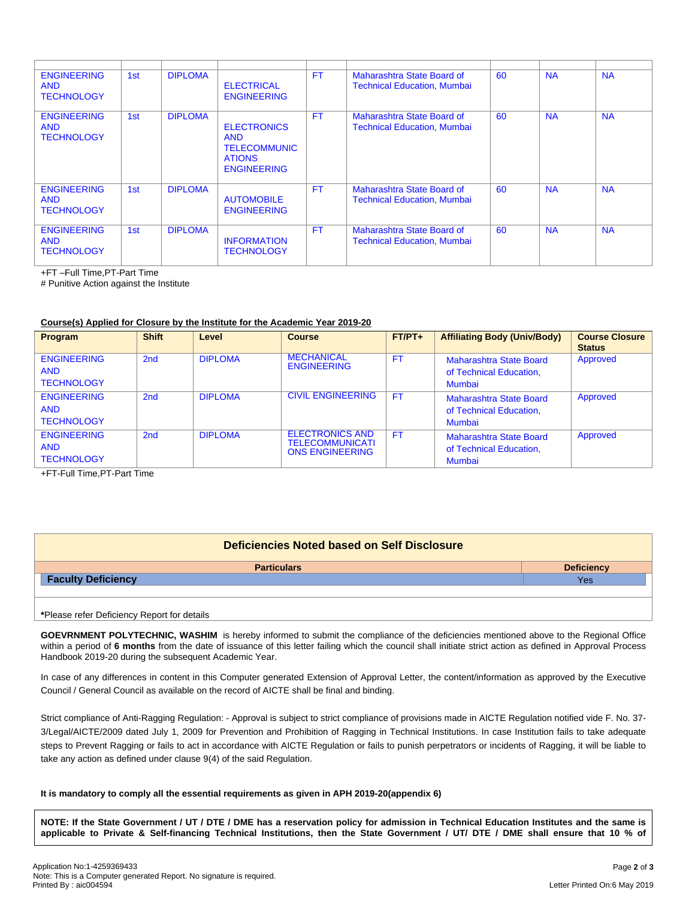| | | | | | | | | |
|---|---|---|---|---|---|---|---|---|
| ENGINEERING AND TECHNOLOGY | 1st | DIPLOMA | ELECTRICAL ENGINEERING | FT | Maharashtra State Board of Technical Education, Mumbai | 60 | NA | NA |
| ENGINEERING AND TECHNOLOGY | 1st | DIPLOMA | ELECTRONICS AND TELECOMMUNICATIONS ENGINEERING | FT | Maharashtra State Board of Technical Education, Mumbai | 60 | NA | NA |
| ENGINEERING AND TECHNOLOGY | 1st | DIPLOMA | AUTOMOBILE ENGINEERING | FT | Maharashtra State Board of Technical Education, Mumbai | 60 | NA | NA |
| ENGINEERING AND TECHNOLOGY | 1st | DIPLOMA | INFORMATION TECHNOLOGY | FT | Maharashtra State Board of Technical Education, Mumbai | 60 | NA | NA |

+FT –Full Time,PT-Part Time

# Punitive Action against the Institute

**Course(s) Applied for Closure by the Institute for the Academic Year 2019-20**

| Program | Shift | Level | Course | FT/PT+ | Affiliating Body (Univ/Body) | Course Closure Status |
|---|---|---|---|---|---|---|
| ENGINEERING AND TECHNOLOGY | 2nd | DIPLOMA | MECHANICAL ENGINEERING | FT | Maharashtra State Board of Technical Education, Mumbai | Approved |
| ENGINEERING AND TECHNOLOGY | 2nd | DIPLOMA | CIVIL ENGINEERING | FT | Maharashtra State Board of Technical Education, Mumbai | Approved |
| ENGINEERING AND TECHNOLOGY | 2nd | DIPLOMA | ELECTRONICS AND TELECOMMUNICATIONS ENGINEERING | FT | Maharashtra State Board of Technical Education, Mumbai | Approved |

+FT-Full Time,PT-Part Time

**Deficiencies Noted based on Self Disclosure**

| Particulars | Deficiency |
|---|---|
| **Faculty Deficiency** | Yes |

***Please refer Deficiency Report for details**

**GOEVRNMENT POLYTECHNIC, WASHIM** is hereby informed to submit the compliance of the deficiencies mentioned above to the Regional Office within a period of **6 months** from the date of issuance of this letter failing which the council shall initiate strict action as defined in Approval Process Handbook 2019-20 during the subsequent Academic Year.

In case of any differences in content in this Computer generated Extension of Approval Letter, the content/information as approved by the Executive Council / General Council as available on the record of AICTE shall be final and binding.

Strict compliance of Anti-Ragging Regulation: - Approval is subject to strict compliance of provisions made in AICTE Regulation notified vide F. No. 37-3/Legal/AICTE/2009 dated July 1, 2009 for Prevention and Prohibition of Ragging in Technical Institutions. In case Institution fails to take adequate steps to Prevent Ragging or fails to act in accordance with AICTE Regulation or fails to punish perpetrators or incidents of Ragging, it will be liable to take any action as defined under clause 9(4) of the said Regulation.

**It is mandatory to comply all the essential requirements as given in APH 2019-20(appendix 6)**

**NOTE: If the State Government / UT / DTE / DME has a reservation policy for admission in Technical Education Institutes and the same is applicable to Private & Self-financing Technical Institutions, then the State Government / UT/ DTE / DME shall ensure that 10 % of**

Application No:1-4259369433

Note: This is a Computer generated Report. No signature is required.

Printed By : aic004594

Letter Printed On:6 May 2019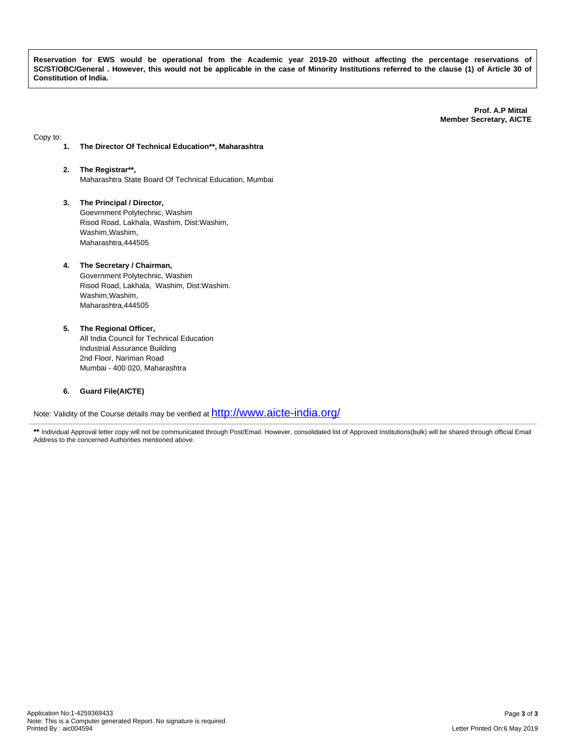**Reservation for EWS would be operational from the Academic year 2019-20 without affecting the percentage reservations of SC/ST/OBC/General . However, this would not be applicable in the case of Minority Institutions referred to the clause (1) of Article 30 of Constitution of India.**

**Prof. A.P Mittal**
**Member Secretary, AICTE**

Copy to:

1. **The Director Of Technical Education**\*\*, **Maharashtra**

2. **The Registrar\*\*,**
   Maharashtra State Board Of Technical Education, Mumbai

3. **The Principal / Director,**
   Goevrnment Polytechnic, Washim
   Risod Road, Lakhala, Washim, Dist:Washim,
   Washim,Washim,
   Maharashtra,444505

4. **The Secretary / Chairman,**
   Government Polytechnic, Washim
   Risod Road, Lakhala, Washim, Dist:Washim.
   Washim,Washim,
   Maharashtra,444505

5. **The Regional Officer,**
   All India Council for Technical Education
   Industrial Assurance Building
   2nd Floor, Nariman Road
   Mumbai - 400 020, Maharashtra

6. **Guard File(AICTE)**

Note: Validity of the Course details may be verified at http://www.aicte-india.org/

---

**\*\*** Individual Approval letter copy will not be communicated through Post/Email. However, consolidated list of Approved Institutions(bulk) will be shared through official Email Address to the concerned Authorities mentioned above.

Application No:1-4259369433
Note: This is a Computer generated Report. No signature is required.
Printed By : aic004594

Letter Printed On:6 May 2019